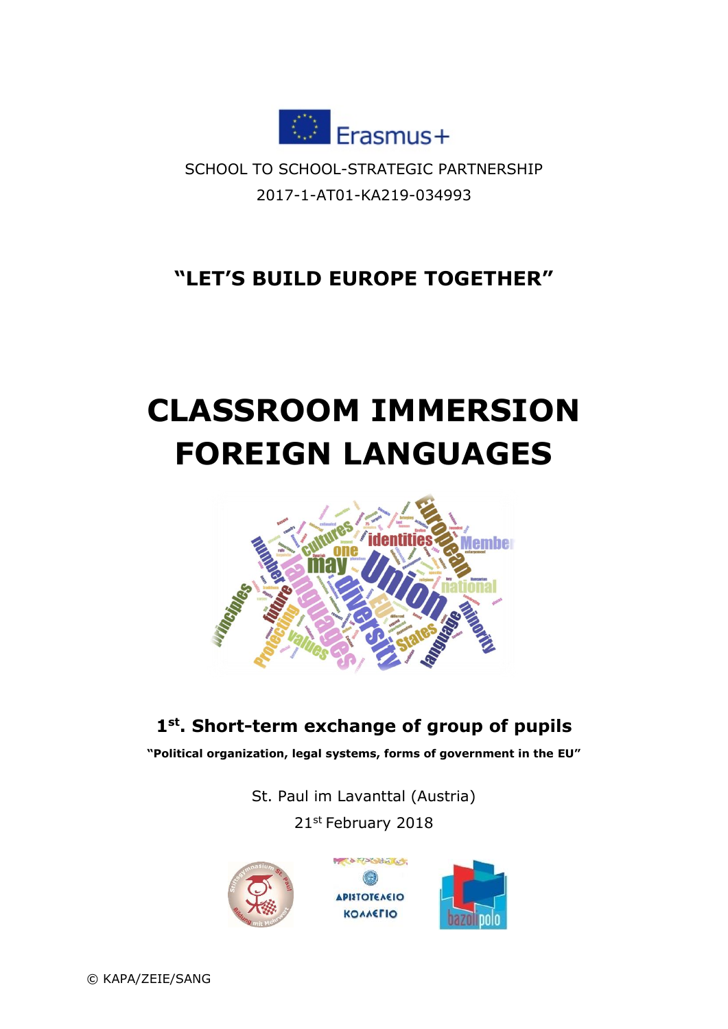Erasmus+

SCHOOL TO SCHOOL-STRATEGIC PARTNERSHIP

2017-1-AT01-KA219-034993

**"LET'S BUILD EUROPE TOGETHER"**

# CLASSROOM IMMERSION FOREIGN LANGUAGES

## 1st. Short-term exchange of group of pupils

**"Political organization, legal systems, forms of government in the EU"**

St. Paul im Lavanttal (Austria)

21st February 2018

© KAPA/ZEIE/SANG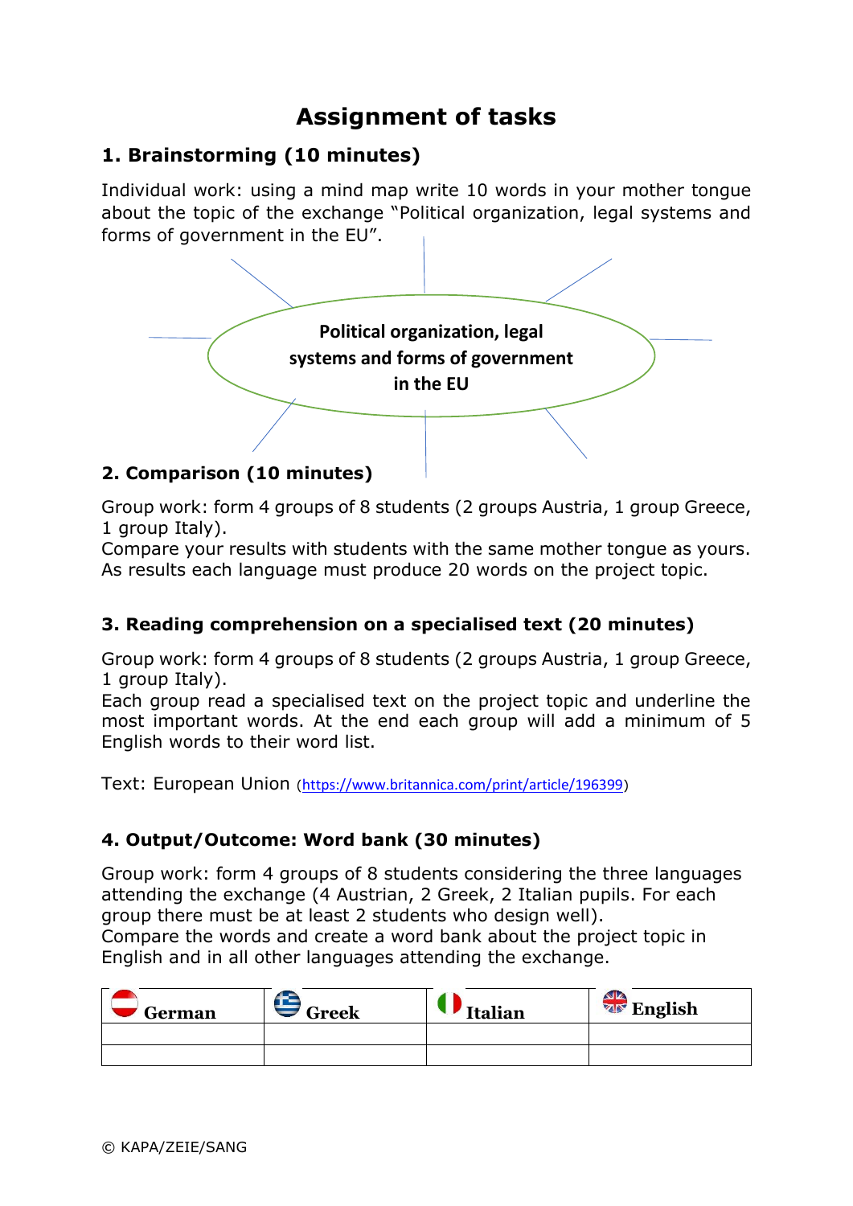# Assignment of tasks

## 1. Brainstorming (10 minutes)

Individual work: using a mind map write 10 words in your mother tongue about the topic of the exchange "Political organization, legal systems and forms of government in the EU".

Political organization, legal systems and forms of government in the EU

## 2. Comparison (10 minutes)

Group work: form 4 groups of 8 students (2 groups Austria, 1 group Greece, 1 group Italy).
Compare your results with students with the same mother tongue as yours.
As results each language must produce 20 words on the project topic.

## 3. Reading comprehension on a specialised text (20 minutes)

Group work: form 4 groups of 8 students (2 groups Austria, 1 group Greece, 1 group Italy).
Each group read a specialised text on the project topic and underline the most important words. At the end each group will add a minimum of 5 English words to their word list.

Text: European Union (https://www.britannica.com/print/article/196399)

## 4. Output/Outcome: Word bank (30 minutes)

Group work: form 4 groups of 8 students considering the three languages attending the exchange (4 Austrian, 2 Greek, 2 Italian pupils. For each group there must be at least 2 students who design well).
Compare the words and create a word bank about the project topic in English and in all other languages attending the exchange.

| German | Greek | Italian | English |
|---|---|---|---|
| | | | |
| | | | |

© KAPA/ZEIE/SANG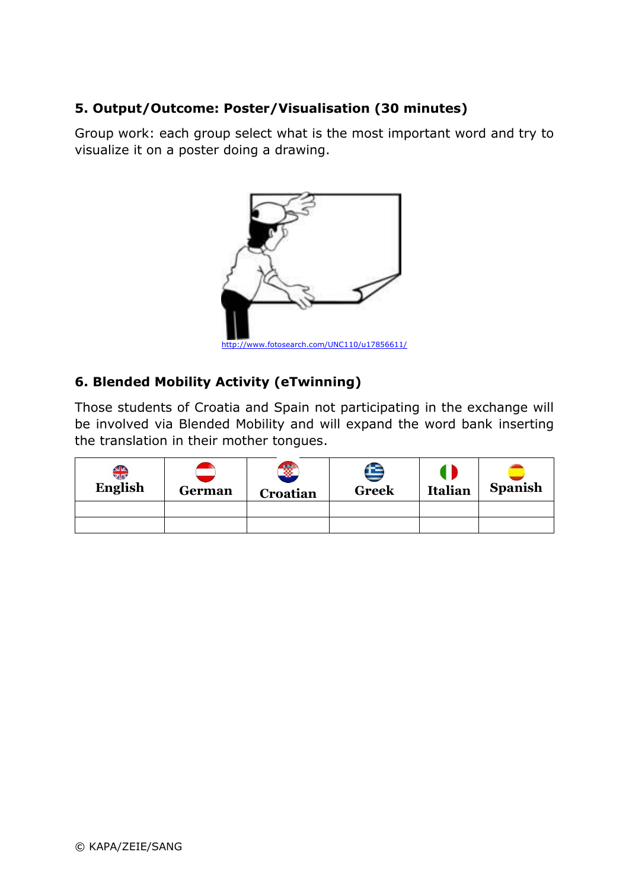## 5. Output/Outcome: Poster/Visualisation (30 minutes)

Group work: each group select what is the most important word and try to visualize it on a poster doing a drawing.

http://www.fotosearch.com/UNC110/u17856611/

## 6. Blended Mobility Activity (eTwinning)

Those students of Croatia and Spain not participating in the exchange will be involved via Blended Mobility and will expand the word bank inserting the translation in their mother tongues.

| English | German | Croatian | Greek | Italian | Spanish |
|---|---|---|---|---|---|
| | | | | | |
| | | | | | |

© KAPA/ZEIE/SANG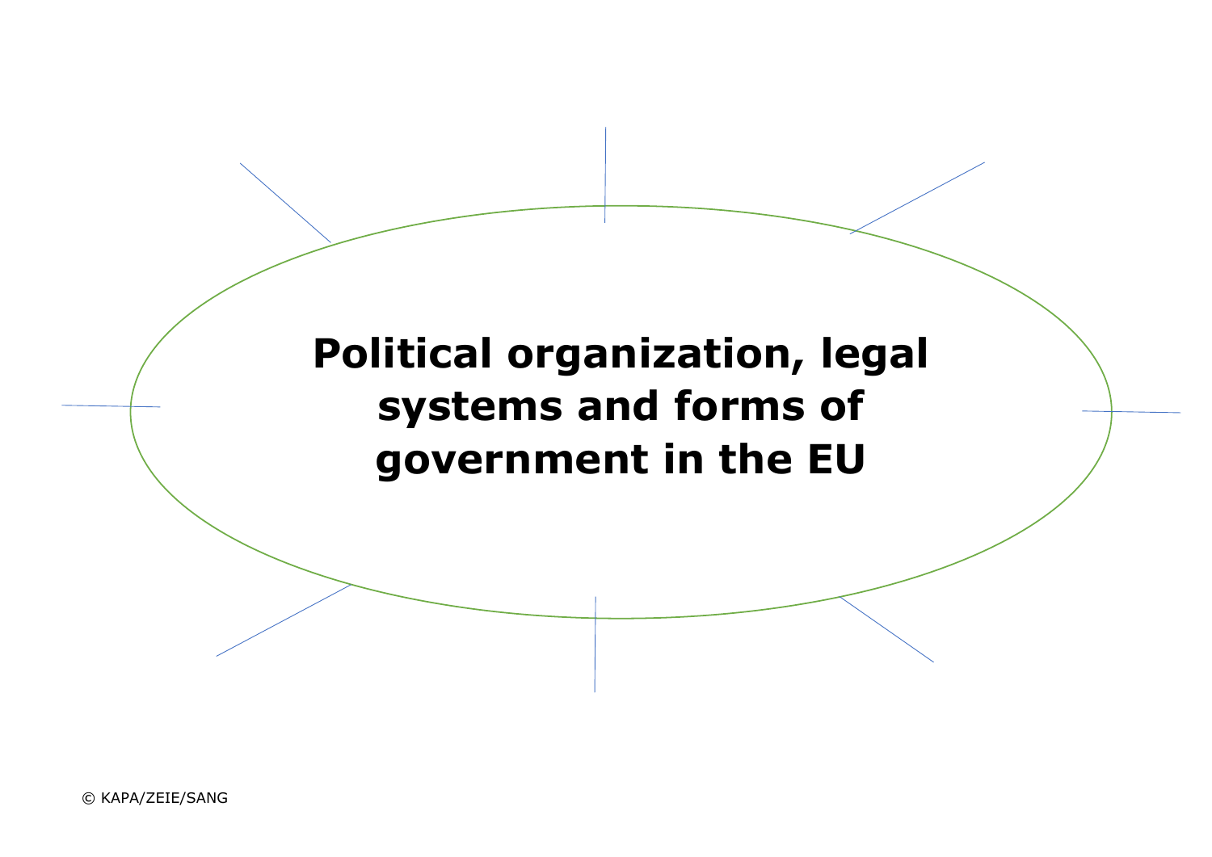**Political organization, legal systems and forms of government in the EU**

© KAPA/ZEIE/SANG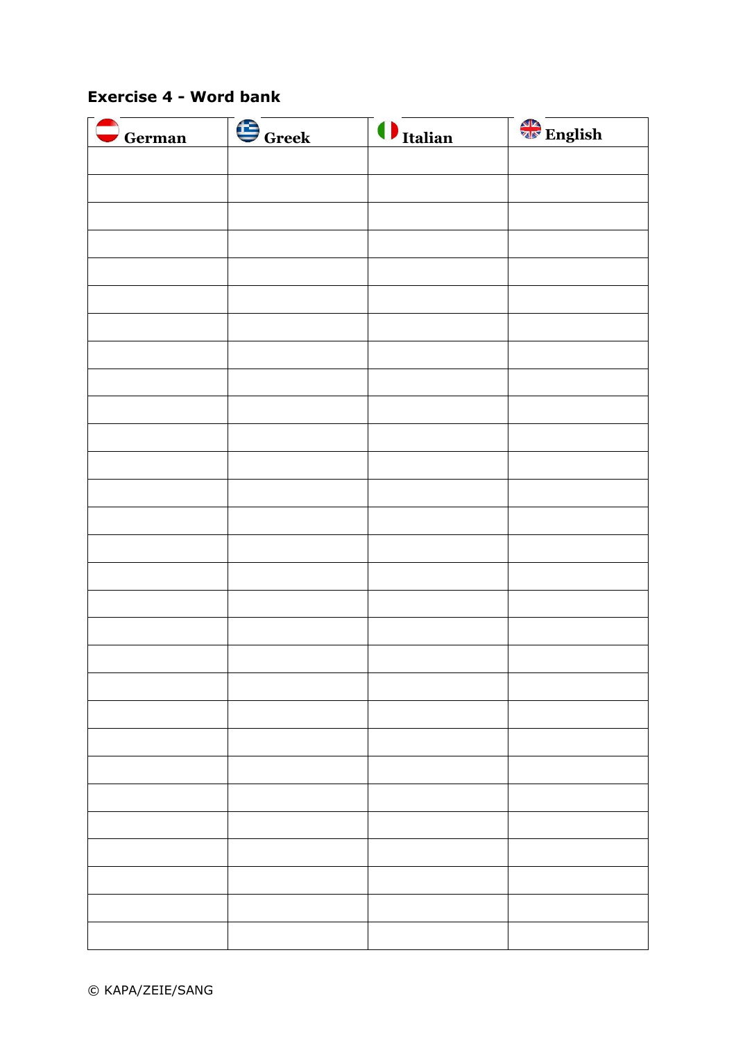## Exercise 4 - Word bank

| German | Greek | Italian | English |
|---|---|---|---|
| | | | |
| | | | |
| | | | |
| | | | |
| | | | |
| | | | |
| | | | |
| | | | |
| | | | |
| | | | |
| | | | |
| | | | |
| | | | |
| | | | |
| | | | |
| | | | |
| | | | |
| | | | |
| | | | |
| | | | |
| | | | |
| | | | |
| | | | |
| | | | |
| | | | |
| | | | |
| | | | |
| | | | |
| | | | |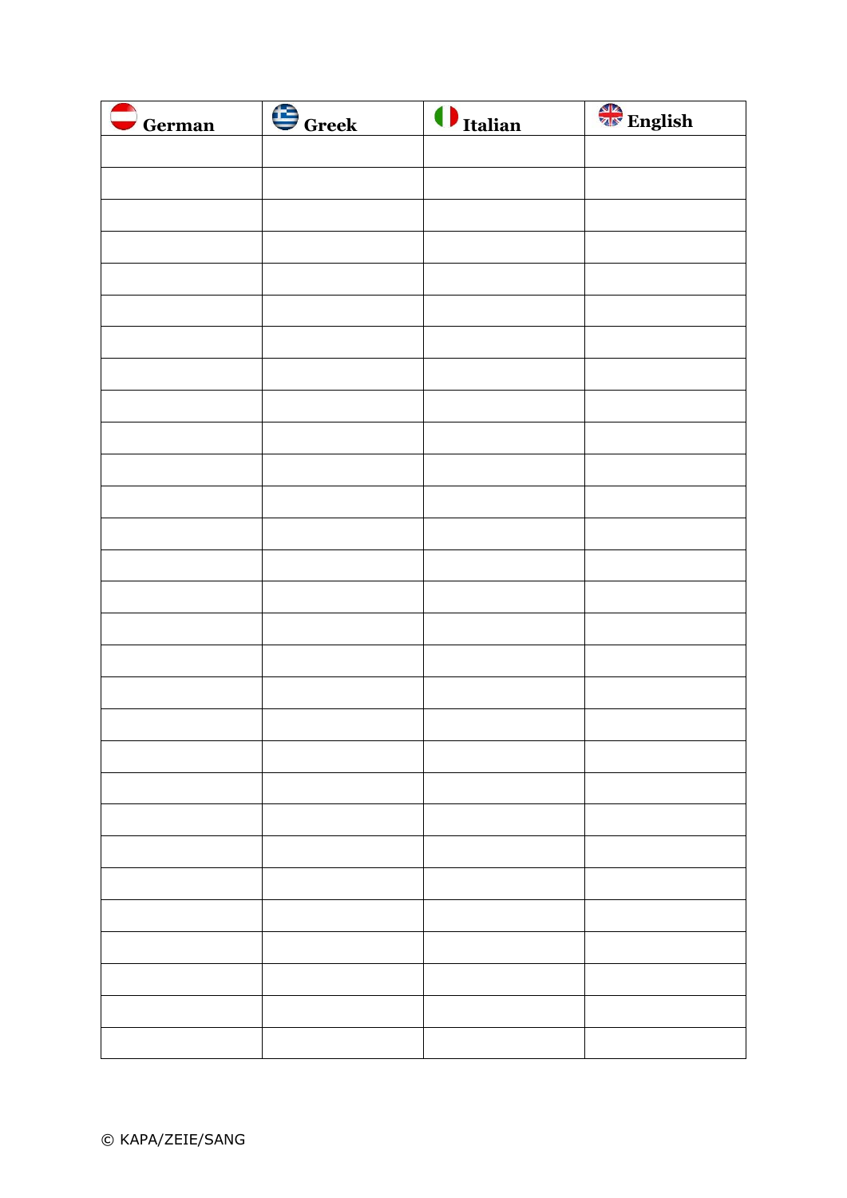| German | Greek | Italian | English |
|---|---|---|---|
| | | | |
| | | | |
| | | | |
| | | | |
| | | | |
| | | | |
| | | | |
| | | | |
| | | | |
| | | | |
| | | | |
| | | | |
| | | | |
| | | | |
| | | | |
| | | | |
| | | | |
| | | | |
| | | | |
| | | | |
| | | | |
| | | | |
| | | | |
| | | | |
| | | | |
| | | | |
| | | | |
| | | | |
| | | | |

© KAPA/ZEIE/SANG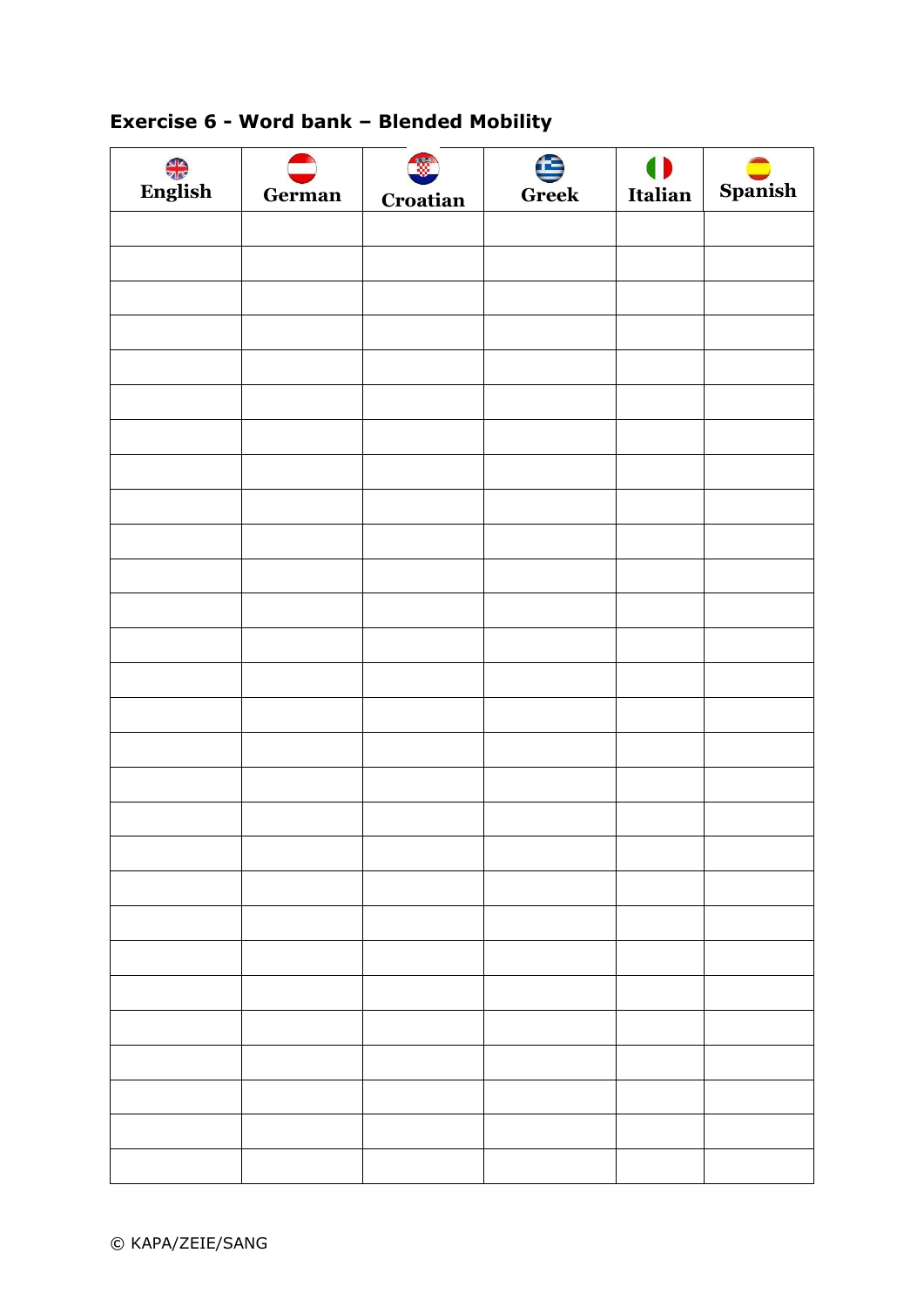## Exercise 6 - Word bank – Blended Mobility

| English | German | Croatian | Greek | Italian | Spanish |
|---|---|---|---|---|---|
| | | | | | |
| | | | | | |
| | | | | | |
| | | | | | |
| | | | | | |
| | | | | | |
| | | | | | |
| | | | | | |
| | | | | | |
| | | | | | |
| | | | | | |
| | | | | | |
| | | | | | |
| | | | | | |
| | | | | | |
| | | | | | |
| | | | | | |
| | | | | | |
| | | | | | |
| | | | | | |
| | | | | | |
| | | | | | |
| | | | | | |
| | | | | | |
| | | | | | |
| | | | | | |
| | | | | | |
| | | | | | |

© KAPA/ZEIE/SANG